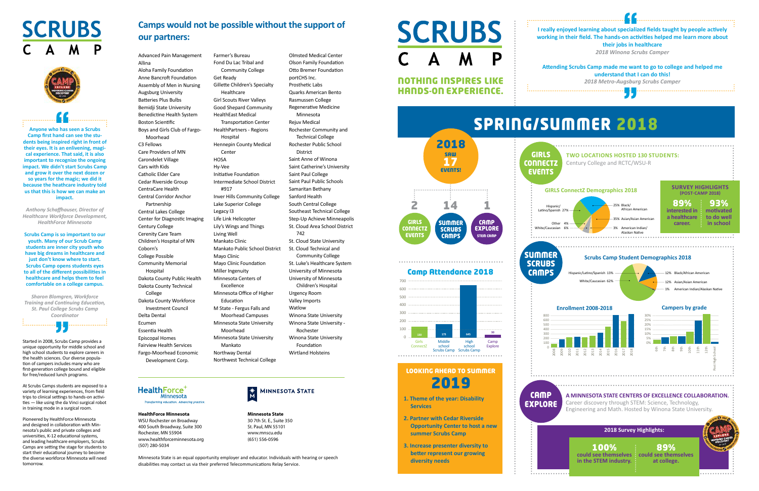# SCRUBS CAMP

> Anyone who has seen a Scrubs Camp first hand can see the students being inspired right in front of their eyes. It is an enlivening, magical experience. That said, it is also important to recognize the ongoing impact. We didn't start Scrubs Camp and grow it over the next dozen or so years for the magic; we did it because the healthcare industry told us that this is how we can make an impact.
>
> *Anthony Schaffhauser, Director of Healthcare Workforce Development, HealthForce Minnesota*
>
> Scrubs Camp is so important to our youth. Many of our Scrub Camp students are inner city youth who have big dreams in healthcare and just don't know where to start. Scrubs Camp opens students eyes to all of the different possibilities in healthcare and helps them to feel comfortable on a college campus.
>
> *Sharon Blomgren, Workforce Training and Continuing Education, St. Paul College Scrubs Camp Coordinator*

Started in 2008, Scrubs Camp provides a unique opportunity for middle school and high school students to explore careers in the health sciences. Our diverse population of campers includes many who are first-generation college bound and eligible for free/reduced lunch programs.

At Scrubs Camps students are exposed to a variety of learning experiences, from field trips to clinical settings to hands-on activities — like using the da Vinci surgical robot in training mode in a surgical room.

Pioneered by HealthForce Minnesota and designed in collaboration with Minnesota's public and private colleges and universities, K-12 educational systems, and leading healthcare employers, Scrubs Camps are setting the stage for students to start their educational journey to become the diverse workforce Minnesota will need tomorrow.

## Camps would not be possible without the support of our partners:

Advanced Pain Management
Allina
Aloha Family Foundation
Anne Bancroft Foundation
Assembly of Men in Nursing
Augsburg University
Batteries Plus Bulbs
Bemidji State University
Benedictine Health System
Boston Scientific
Boys and Girls Club of Fargo-Moorhead
C3 Fellows
Care Providers of MN
Carondelet Village
Cars with Kids
Catholic Elder Care
Cedar Riverside Group
CentraCare Health
Central Corridor Anchor Partnership
Central Lakes College
Center for Diagnostic Imaging
Century College
Cerenity Care Team
Children's Hospital of MN
Coborn's
College Possible
Community Memorial Hospital
Dakota County Public Health
Dakota County Technical College
Dakota County Workforce Investment Council
Delta Dental
Ecumen
Essentia Health
Episcopal Homes
Fairview Health Services
Fargo-Moorhead Economic Development Corp.
Farmer's Bureau
Fond Du Lac Tribal and Community College
Get Ready
Gillette Children's Specialty Healthcare
Girl Scouts River Valleys
Good Shepard Community
HealthEast Medical Transportation Center
HealthPartners - Regions Hospital
Hennepin County Medical Center
HOSA
Hy-Vee
Initiative Foundation
Intermediate School District #917
Inver Hills Community College
Lake Superior College
Legacy I3
Life Link Helicopter
Lily's Wings and Things
Living Well
Mankato Clinic
Mankato Public School District
Mayo Clinic
Mayo Clinic Foundation
Miller Ingenuity
Minnesota Centers of Excellence
Minnesota Office of Higher Education
M State - Fergus Falls and Moorhead Campuses
Minnesota State University Moorhead
Minnesota State University Mankato
Northway Dental
Northwest Technical College
Olmsted Medical Center
Olson Family Foundation
Otto Bremer Foundation
portCHS Inc.
Prosthetic Labs
Quarks American Bento
Rasmussen College
Regenerative Medicine Minnesota
Rejuv Medical
Rochester Community and Technical College
Rochester Public School District
Saint Anne of Winona
Saint Catherine's University
Saint Paul College
Saint Paul Public Schools
Samaritan Bethany
Sanford Health
South Central College
Southeast Technical College
Step-Up Achieve Minneapolis
St. Cloud Area School District 742
St. Cloud State University
St. Cloud Technical and Community College
St. Luke's Healthcare System
University of Minnesota
University of Minnesota Children's Hospital
Urgency Room
Valley Imports
Watlow
Winona State University
Winona State University - Rochester
Winona State University Foundation
Wirtland Holsteins

**HealthForce Minnesota**
WSU Rochester on Broadway
400 South Broadway, Suite 300
Rochester, MN 55904
www.healthforceminnesota.org
(507) 280-5034

**Minnesota State**
30 7th St. E., Suite 350
St. Paul, MN 55101
www.mnscu.edu
(651) 556-0596

Minnesota State is an equal opportunity employer and educator. Individuals with hearing or speech disabilities may contact us via their preferred Telecommunications Relay Service.

# SCRUBS CAMP

## NOTHING INSPIRES LIKE HANDS-ON EXPERIENCE.

> I really enjoyed learning about specialized fields taught by people actively working in their field. The hands-on activities helped me learn more about their jobs in healthcare
> *2018 Winona Scrubs Camper*
>
> Attending Scrubs Camp made me want to go to college and helped me understand that I can do this!
> *2018 Metro-Augsburg Scrubs Camper*

# SPRING/SUMMER 2018

**2018 saw 17 events!**

- 2 Girls ConnectZ Events
- 14 Summer Scrubs Camps
- 1 Camp Explore STEM Camp

### Camp Attendance 2018

| Camp | Attendance |
|---|---|
| Girls ConnectZ | 130 |
| Middle school Scrubs Camp | 173 |
| High school Scrubs Camp | 645 |
| Camp Explore | 30 |

### Looking Ahead to Summer 2019

1. Theme of the year: Disability Services
2. Partner with Cedar Riverside Opportunity Center to host a new summer Scrubs Camp
3. Increase presenter diversity to better represent our growing diversity needs

## Girls ConnectZ Events

**TWO LOCATIONS HOSTED 130 STUDENTS:** Century College and RCTC/WSU-R

### Girls ConnectZ Demographics 2018

- Hispanic/Latino/Spanish 27%
- Black/African American 25%
- Asian/Asian American 35%
- American Indian/Alaskan Native 3%
- Other 4%
- White/Caucasian 6%

**SURVEY HIGHLIGHTS (POST-CAMP 2018)**

- **89%** interested in a healthcare career.
- **93%** motivated to do well in school

## Summer Scrubs Camps

### Scrubs Camp Student Demographics 2018

- Hispanic/Latino/Spanish 13%
- White/Caucasian 62%
- Black/African American 12%
- Asian/Asian American 12%
- American Indian/Alaskan Native 1%

### Enrollment 2008-2018

Bar chart of enrollment by year, 2008–2018 (y-axis 0–800).

### Campers by grade

Bar chart of campers by grade: 6th, 7th, 8th, 9th, 10th, 11th, 12th, Post High School (y-axis 0%–30%).

## Camp Explore

**A MINNESOTA STATE CENTERS OF EXCELLENCE COLLABORATION.** Career discovery through STEM: Science, Technology, Engineering and Math. Hosted by Winona State University.

**2018 Survey Highlights:**

- **100%** could see themselves in the STEM industry.
- **89%** could see themselves at college.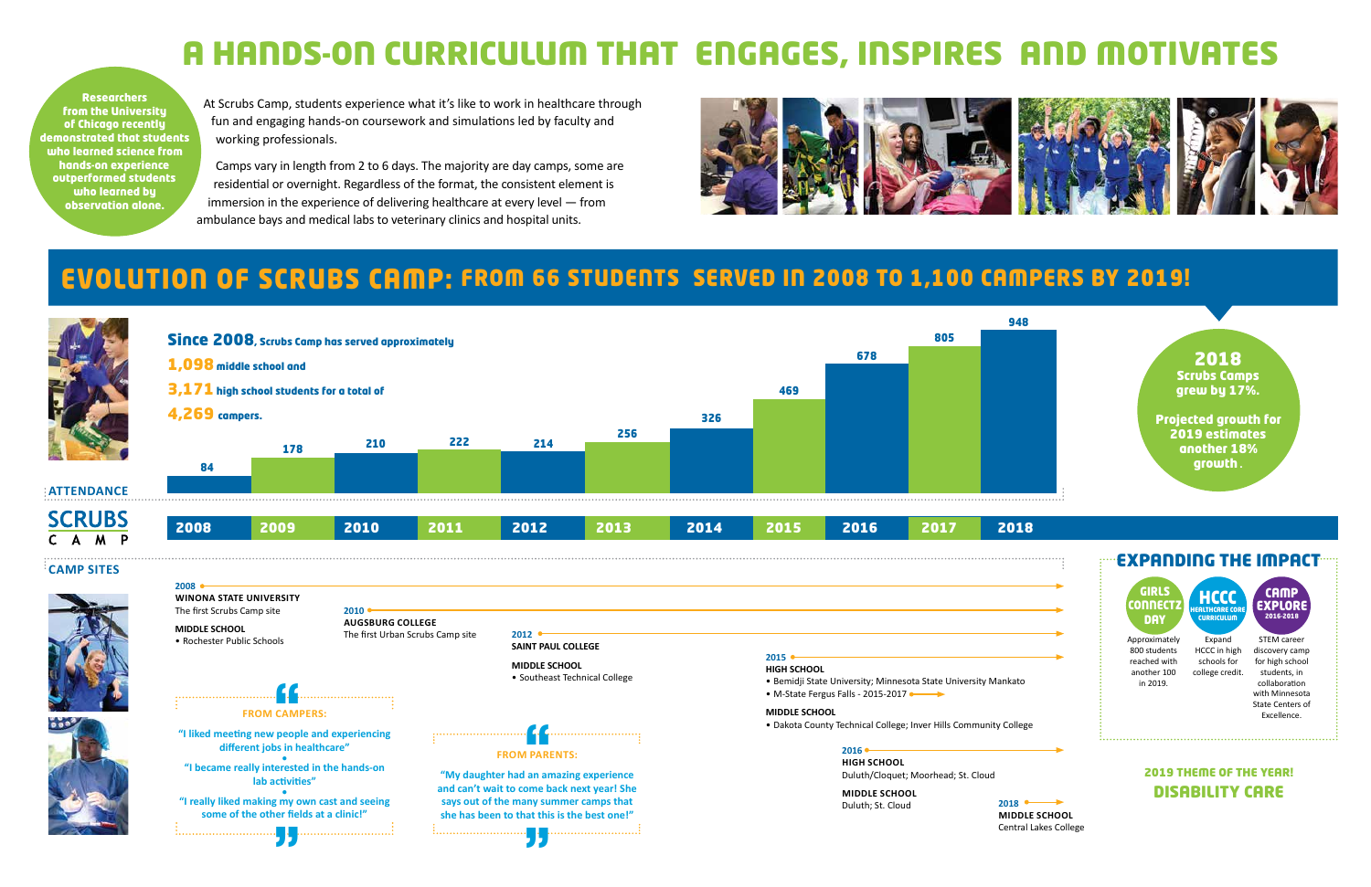# A HANDS-ON CURRICULUM THAT ENGAGES, INSPIRES AND MOTIVATES

**Researchers from the University of Chicago recently demonstrated that students who learned science from hands-on experience outperformed students who learned by observation alone.**

At Scrubs Camp, students experience what it's like to work in healthcare through fun and engaging hands-on coursework and simulations led by faculty and working professionals.

Camps vary in length from 2 to 6 days. The majority are day camps, some are residential or overnight. Regardless of the format, the consistent element is immersion in the experience of delivering healthcare at every level — from ambulance bays and medical labs to veterinary clinics and hospital units.

## EVOLUTION OF SCRUBS CAMP: FROM 66 STUDENTS SERVED IN 2008 TO 1,100 CAMPERS BY 2019!

**Since 2008**, Scrubs Camp has served approximately
**1,098** middle school and
**3,171** high school students for a total of
**4,269** campers.

ATTENDANCE

84
178
210
222
214
256
326
469
678
805
948

2008
2009
2010
2011
2012
2013
2014
2015
2016
2017
2018

SCRUBS CAMP

**2018** Scrubs Camps grew by 17%.

Projected growth for 2019 estimates another 18% growth.

### CAMP SITES

**2008**
**WINONA STATE UNIVERSITY**
The first Scrubs Camp site

**MIDDLE SCHOOL**
- Rochester Public Schools

**2010**
**AUGSBURG COLLEGE**
The first Urban Scrubs Camp site

**2012**
**SAINT PAUL COLLEGE**

**MIDDLE SCHOOL**
- Southeast Technical College

**2015**
**HIGH SCHOOL**
- Bemidji State University; Minnesota State University Mankato
- M-State Fergus Falls - 2015-2017

**MIDDLE SCHOOL**
- Dakota County Technical College; Inver Hills Community College

**2016**
**HIGH SCHOOL**
Duluth/Cloquet; Moorhead; St. Cloud

**MIDDLE SCHOOL**
Duluth; St. Cloud

**2018**
**MIDDLE SCHOOL**
Central Lakes College

### FROM CAMPERS:

"I liked meeting new people and experiencing different jobs in healthcare"

"I became really interested in the hands-on lab activities"

"I really liked making my own cast and seeing some of the other fields at a clinic!"

### FROM PARENTS:

"My daughter had an amazing experience and can't wait to come back next year! She says out of the many summer camps that she has been to that this is the best one!"

### EXPANDING THE IMPACT

**GIRLS CONNECTZ DAY** — Approximately 800 students reached with another 100 in 2019.

**HCCC** (HEALTHCARE CORE CURRICULUM) — Expand HCCC in high schools for college credit.

**CAMP EXPLORE** (2016-2018) — STEM career discovery camp for high school students, in collaboration with Minnesota State Centers of Excellence.

**2019 THEME OF THE YEAR!**
**DISABILITY CARE**